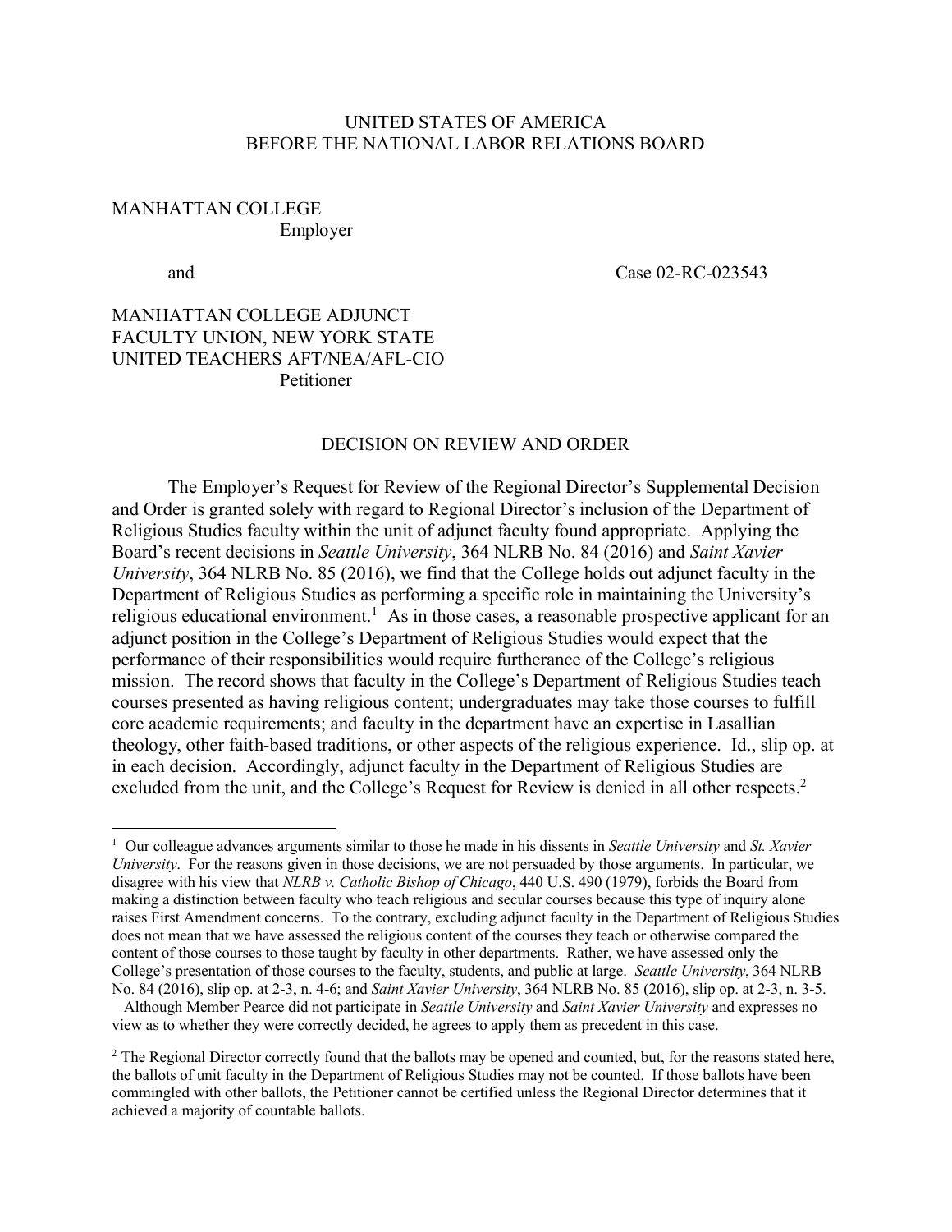UNITED STATES OF AMERICA
BEFORE THE NATIONAL LABOR RELATIONS BOARD

MANHATTAN COLLEGE
Employer

and

Case 02-RC-023543

MANHATTAN COLLEGE ADJUNCT FACULTY UNION, NEW YORK STATE UNITED TEACHERS AFT/NEA/AFL-CIO
Petitioner

## DECISION ON REVIEW AND ORDER

The Employer's Request for Review of the Regional Director's Supplemental Decision and Order is granted solely with regard to Regional Director's inclusion of the Department of Religious Studies faculty within the unit of adjunct faculty found appropriate. Applying the Board's recent decisions in *Seattle University*, 364 NLRB No. 84 (2016) and *Saint Xavier University*, 364 NLRB No. 85 (2016), we find that the College holds out adjunct faculty in the Department of Religious Studies as performing a specific role in maintaining the University's religious educational environment.[1] As in those cases, a reasonable prospective applicant for an adjunct position in the College's Department of Religious Studies would expect that the performance of their responsibilities would require furtherance of the College's religious mission. The record shows that faculty in the College's Department of Religious Studies teach courses presented as having religious content; undergraduates may take those courses to fulfill core academic requirements; and faculty in the department have an expertise in Lasallian theology, other faith-based traditions, or other aspects of the religious experience. Id., slip op. at in each decision. Accordingly, adjunct faculty in the Department of Religious Studies are excluded from the unit, and the College's Request for Review is denied in all other respects.[2]

---

[1] Our colleague advances arguments similar to those he made in his dissents in *Seattle University* and *St. Xavier University*. For the reasons given in those decisions, we are not persuaded by those arguments. In particular, we disagree with his view that *NLRB v. Catholic Bishop of Chicago*, 440 U.S. 490 (1979), forbids the Board from making a distinction between faculty who teach religious and secular courses because this type of inquiry alone raises First Amendment concerns. To the contrary, excluding adjunct faculty in the Department of Religious Studies does not mean that we have assessed the religious content of the courses they teach or otherwise compared the content of those courses to those taught by faculty in other departments. Rather, we have assessed only the College's presentation of those courses to the faculty, students, and public at large. *Seattle University*, 364 NLRB No. 84 (2016), slip op. at 2-3, n. 4-6; and *Saint Xavier University*, 364 NLRB No. 85 (2016), slip op. at 2-3, n. 3-5.

Although Member Pearce did not participate in *Seattle University* and *Saint Xavier University* and expresses no view as to whether they were correctly decided, he agrees to apply them as precedent in this case.

[2] The Regional Director correctly found that the ballots may be opened and counted, but, for the reasons stated here, the ballots of unit faculty in the Department of Religious Studies may not be counted. If those ballots have been commingled with other ballots, the Petitioner cannot be certified unless the Regional Director determines that it achieved a majority of countable ballots.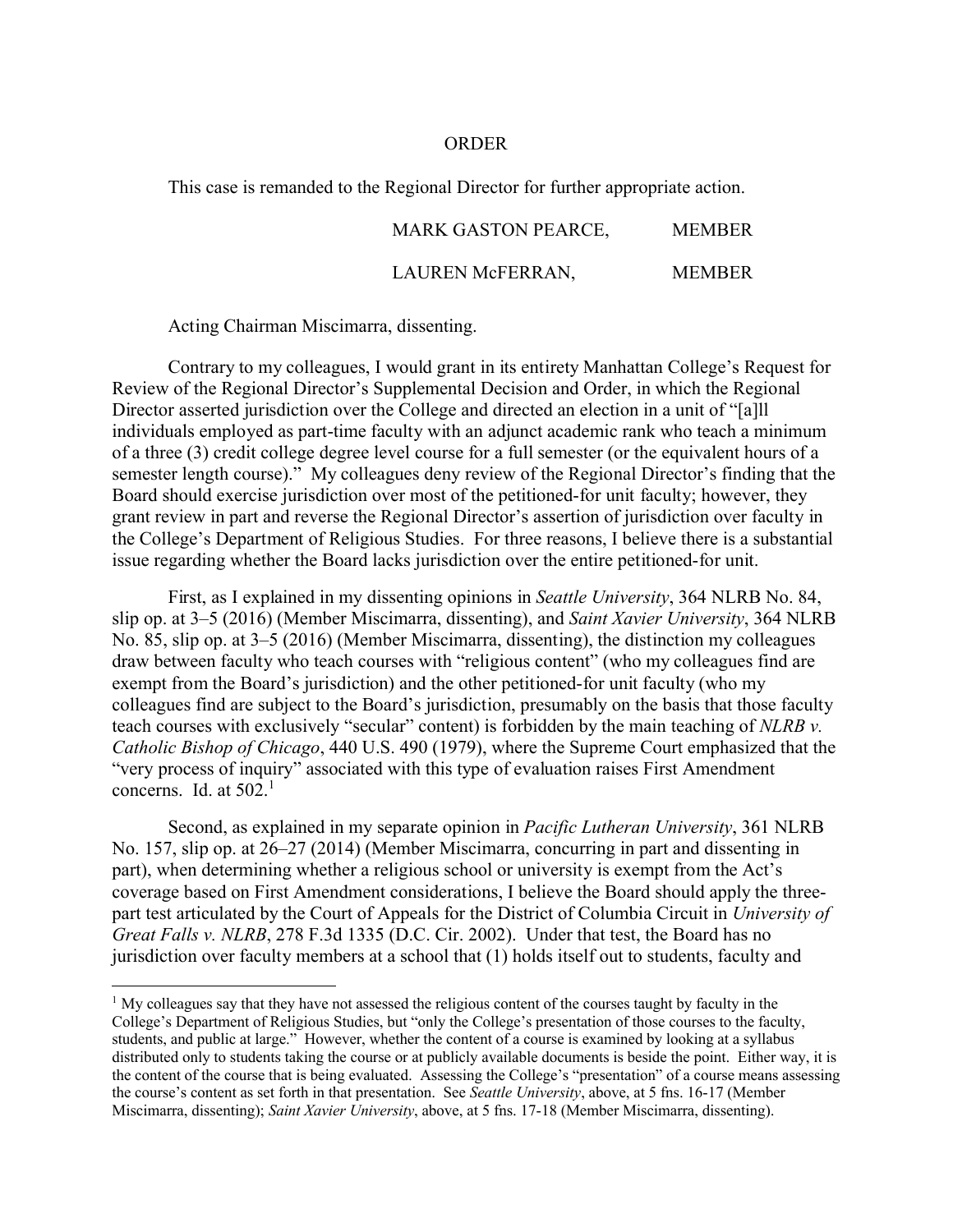ORDER

This case is remanded to the Regional Director for further appropriate action.

MARK GASTON PEARCE, MEMBER

LAUREN McFERRAN, MEMBER

Acting Chairman Miscimarra, dissenting.

Contrary to my colleagues, I would grant in its entirety Manhattan College's Request for Review of the Regional Director's Supplemental Decision and Order, in which the Regional Director asserted jurisdiction over the College and directed an election in a unit of "[a]ll individuals employed as part-time faculty with an adjunct academic rank who teach a minimum of a three (3) credit college degree level course for a full semester (or the equivalent hours of a semester length course)." My colleagues deny review of the Regional Director's finding that the Board should exercise jurisdiction over most of the petitioned-for unit faculty; however, they grant review in part and reverse the Regional Director's assertion of jurisdiction over faculty in the College's Department of Religious Studies. For three reasons, I believe there is a substantial issue regarding whether the Board lacks jurisdiction over the entire petitioned-for unit.

First, as I explained in my dissenting opinions in *Seattle University*, 364 NLRB No. 84, slip op. at 3–5 (2016) (Member Miscimarra, dissenting), and *Saint Xavier University*, 364 NLRB No. 85, slip op. at 3–5 (2016) (Member Miscimarra, dissenting), the distinction my colleagues draw between faculty who teach courses with "religious content" (who my colleagues find are exempt from the Board's jurisdiction) and the other petitioned-for unit faculty (who my colleagues find are subject to the Board's jurisdiction, presumably on the basis that those faculty teach courses with exclusively "secular" content) is forbidden by the main teaching of *NLRB v. Catholic Bishop of Chicago*, 440 U.S. 490 (1979), where the Supreme Court emphasized that the "very process of inquiry" associated with this type of evaluation raises First Amendment concerns. Id. at 502.[1]

Second, as explained in my separate opinion in *Pacific Lutheran University*, 361 NLRB No. 157, slip op. at 26–27 (2014) (Member Miscimarra, concurring in part and dissenting in part), when determining whether a religious school or university is exempt from the Act's coverage based on First Amendment considerations, I believe the Board should apply the three-part test articulated by the Court of Appeals for the District of Columbia Circuit in *University of Great Falls v. NLRB*, 278 F.3d 1335 (D.C. Cir. 2002). Under that test, the Board has no jurisdiction over faculty members at a school that (1) holds itself out to students, faculty and

[1] My colleagues say that they have not assessed the religious content of the courses taught by faculty in the College's Department of Religious Studies, but "only the College's presentation of those courses to the faculty, students, and public at large." However, whether the content of a course is examined by looking at a syllabus distributed only to students taking the course or at publicly available documents is beside the point. Either way, it is the content of the course that is being evaluated. Assessing the College's "presentation" of a course means assessing the course's content as set forth in that presentation. See *Seattle University*, above, at 5 fns. 16-17 (Member Miscimarra, dissenting); *Saint Xavier University*, above, at 5 fns. 17-18 (Member Miscimarra, dissenting).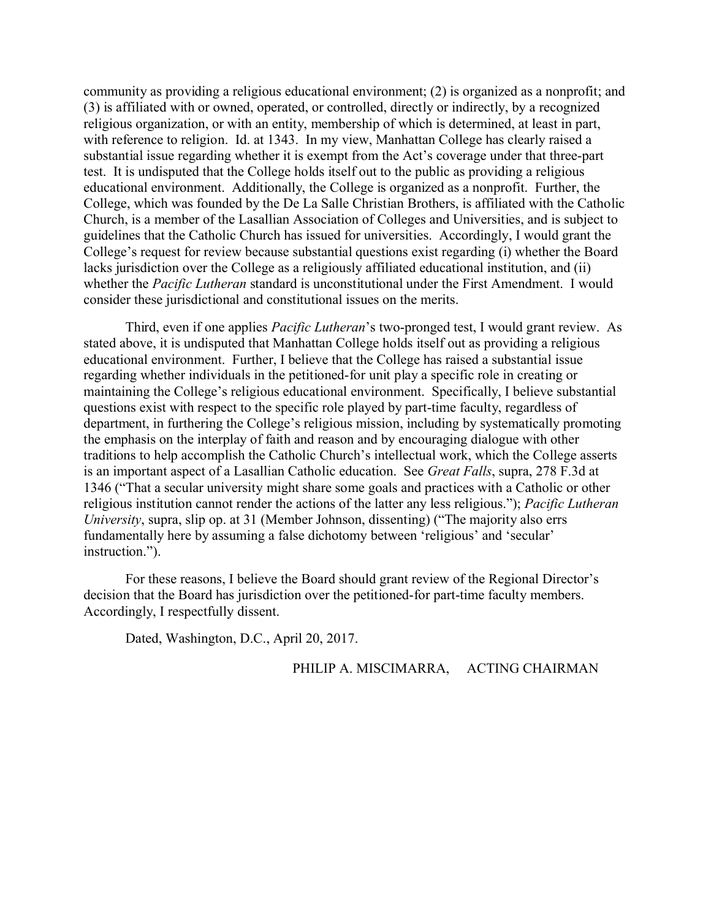community as providing a religious educational environment; (2) is organized as a nonprofit; and (3) is affiliated with or owned, operated, or controlled, directly or indirectly, by a recognized religious organization, or with an entity, membership of which is determined, at least in part, with reference to religion. Id. at 1343. In my view, Manhattan College has clearly raised a substantial issue regarding whether it is exempt from the Act's coverage under that three-part test. It is undisputed that the College holds itself out to the public as providing a religious educational environment. Additionally, the College is organized as a nonprofit. Further, the College, which was founded by the De La Salle Christian Brothers, is affiliated with the Catholic Church, is a member of the Lasallian Association of Colleges and Universities, and is subject to guidelines that the Catholic Church has issued for universities. Accordingly, I would grant the College's request for review because substantial questions exist regarding (i) whether the Board lacks jurisdiction over the College as a religiously affiliated educational institution, and (ii) whether the *Pacific Lutheran* standard is unconstitutional under the First Amendment. I would consider these jurisdictional and constitutional issues on the merits.

Third, even if one applies *Pacific Lutheran*'s two-pronged test, I would grant review. As stated above, it is undisputed that Manhattan College holds itself out as providing a religious educational environment. Further, I believe that the College has raised a substantial issue regarding whether individuals in the petitioned-for unit play a specific role in creating or maintaining the College's religious educational environment. Specifically, I believe substantial questions exist with respect to the specific role played by part-time faculty, regardless of department, in furthering the College's religious mission, including by systematically promoting the emphasis on the interplay of faith and reason and by encouraging dialogue with other traditions to help accomplish the Catholic Church's intellectual work, which the College asserts is an important aspect of a Lasallian Catholic education. See *Great Falls*, supra, 278 F.3d at 1346 ("That a secular university might share some goals and practices with a Catholic or other religious institution cannot render the actions of the latter any less religious."); *Pacific Lutheran University*, supra, slip op. at 31 (Member Johnson, dissenting) ("The majority also errs fundamentally here by assuming a false dichotomy between 'religious' and 'secular' instruction.").

For these reasons, I believe the Board should grant review of the Regional Director's decision that the Board has jurisdiction over the petitioned-for part-time faculty members. Accordingly, I respectfully dissent.

Dated, Washington, D.C., April 20, 2017.

PHILIP A. MISCIMARRA, ACTING CHAIRMAN